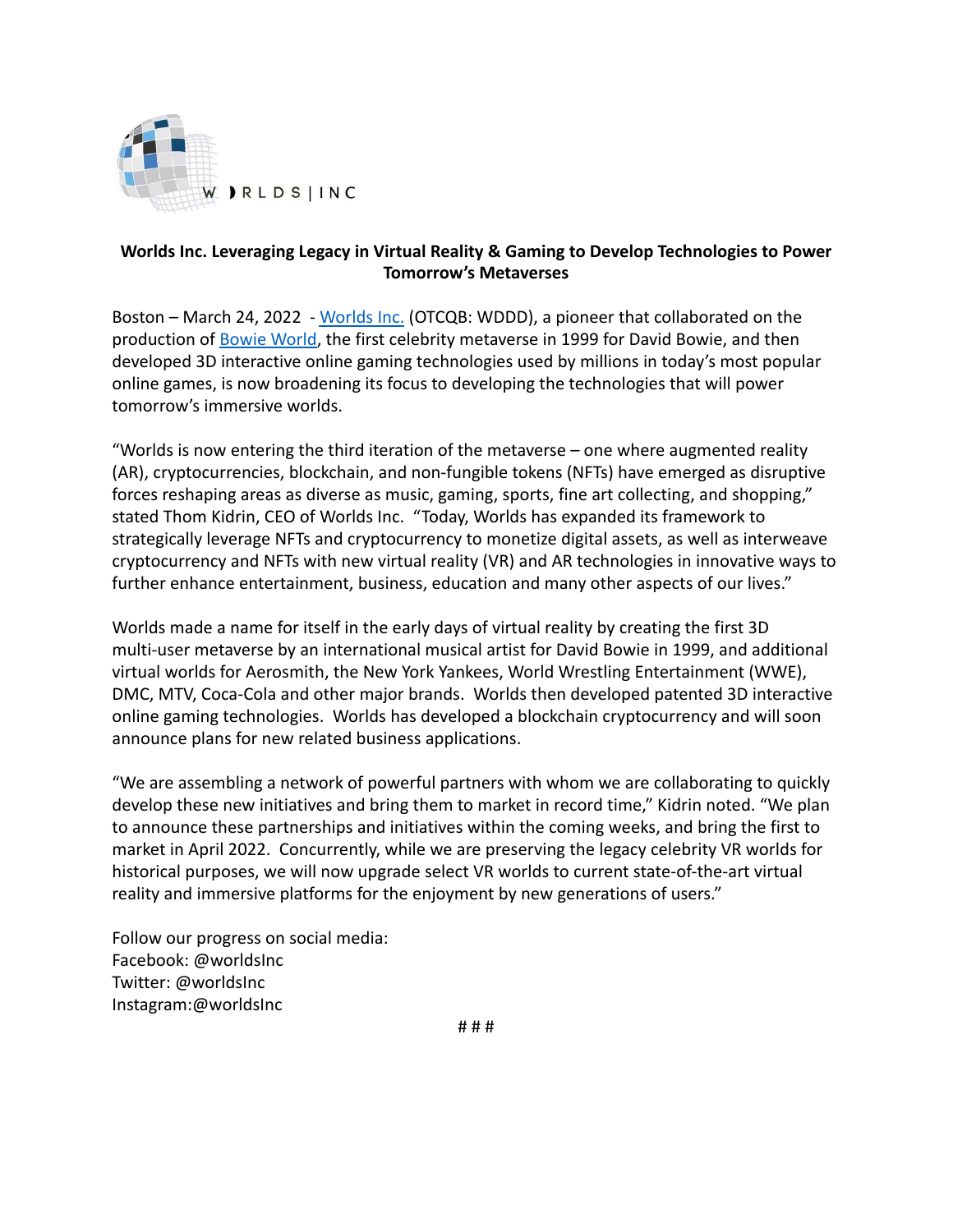**Worlds Inc. Leveraging Legacy in Virtual Reality & Gaming to Develop Technologies to Power Tomorrow's Metaverses**

Boston – March 24, 2022 - Worlds Inc. (OTCQB: WDDD), a pioneer that collaborated on the production of Bowie World, the first celebrity metaverse in 1999 for David Bowie, and then developed 3D interactive online gaming technologies used by millions in today's most popular online games, is now broadening its focus to developing the technologies that will power tomorrow's immersive worlds.

"Worlds is now entering the third iteration of the metaverse – one where augmented reality (AR), cryptocurrencies, blockchain, and non-fungible tokens (NFTs) have emerged as disruptive forces reshaping areas as diverse as music, gaming, sports, fine art collecting, and shopping," stated Thom Kidrin, CEO of Worlds Inc. "Today, Worlds has expanded its framework to strategically leverage NFTs and cryptocurrency to monetize digital assets, as well as interweave cryptocurrency and NFTs with new virtual reality (VR) and AR technologies in innovative ways to further enhance entertainment, business, education and many other aspects of our lives."

Worlds made a name for itself in the early days of virtual reality by creating the first 3D multi-user metaverse by an international musical artist for David Bowie in 1999, and additional virtual worlds for Aerosmith, the New York Yankees, World Wrestling Entertainment (WWE), DMC, MTV, Coca-Cola and other major brands. Worlds then developed patented 3D interactive online gaming technologies. Worlds has developed a blockchain cryptocurrency and will soon announce plans for new related business applications.

"We are assembling a network of powerful partners with whom we are collaborating to quickly develop these new initiatives and bring them to market in record time," Kidrin noted. "We plan to announce these partnerships and initiatives within the coming weeks, and bring the first to market in April 2022. Concurrently, while we are preserving the legacy celebrity VR worlds for historical purposes, we will now upgrade select VR worlds to current state-of-the-art virtual reality and immersive platforms for the enjoyment by new generations of users."

Follow our progress on social media:
Facebook: @worldsInc
Twitter: @worldsInc
Instagram:@worldsInc

# # #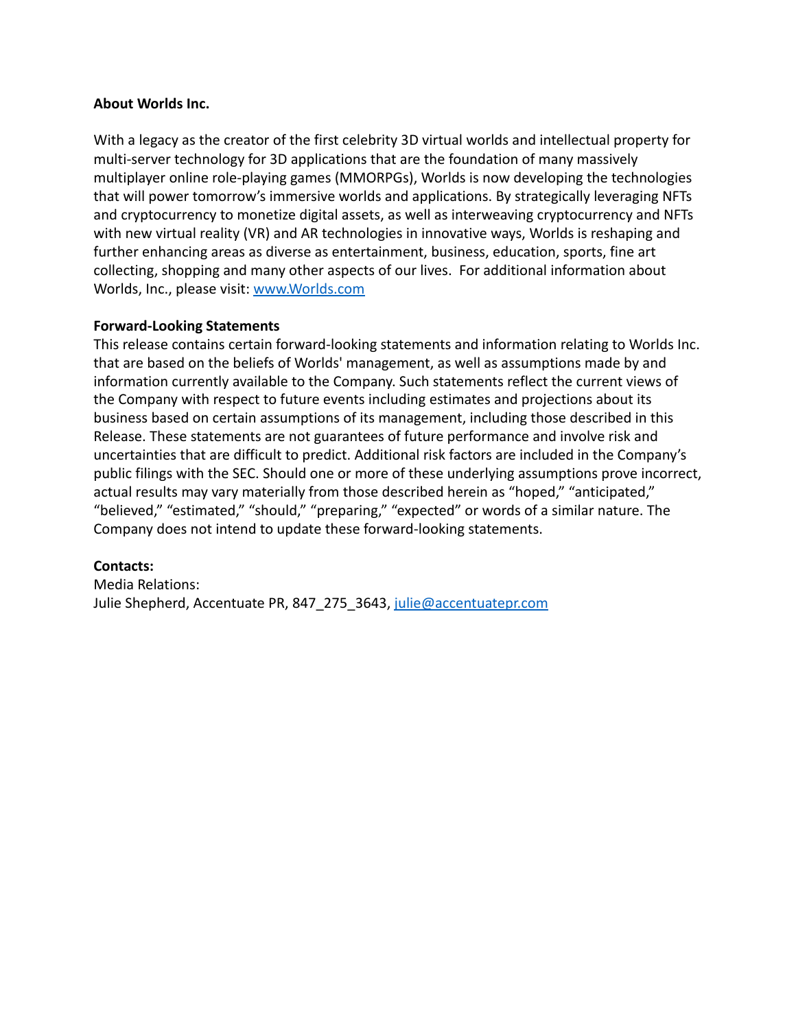**About Worlds Inc.**

With a legacy as the creator of the first celebrity 3D virtual worlds and intellectual property for multi-server technology for 3D applications that are the foundation of many massively multiplayer online role-playing games (MMORPGs), Worlds is now developing the technologies that will power tomorrow's immersive worlds and applications. By strategically leveraging NFTs and cryptocurrency to monetize digital assets, as well as interweaving cryptocurrency and NFTs with new virtual reality (VR) and AR technologies in innovative ways, Worlds is reshaping and further enhancing areas as diverse as entertainment, business, education, sports, fine art collecting, shopping and many other aspects of our lives. For additional information about Worlds, Inc., please visit: [www.Worlds.com](http://www.Worlds.com)

**Forward-Looking Statements**

This release contains certain forward-looking statements and information relating to Worlds Inc. that are based on the beliefs of Worlds' management, as well as assumptions made by and information currently available to the Company. Such statements reflect the current views of the Company with respect to future events including estimates and projections about its business based on certain assumptions of its management, including those described in this Release. These statements are not guarantees of future performance and involve risk and uncertainties that are difficult to predict. Additional risk factors are included in the Company's public filings with the SEC. Should one or more of these underlying assumptions prove incorrect, actual results may vary materially from those described herein as "hoped," "anticipated," "believed," "estimated," "should," "preparing," "expected" or words of a similar nature. The Company does not intend to update these forward-looking statements.

**Contacts:**

Media Relations:
Julie Shepherd, Accentuate PR, 847_275_3643, [julie@accentuatepr.com](mailto:julie@accentuatepr.com)